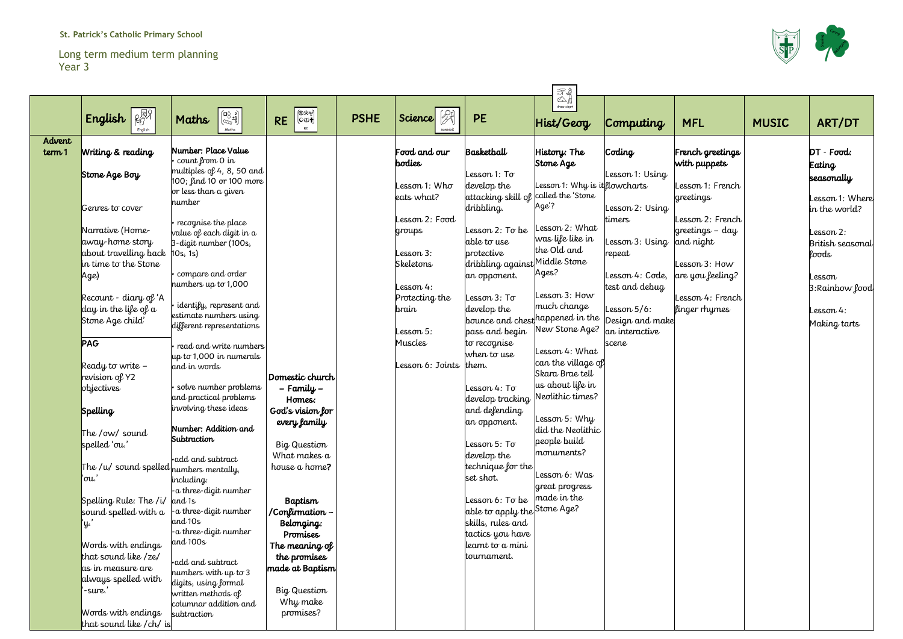St. Patrick's Catholic Primary School

Long term medium term planning
Year 3

| | English | Maths | RE | PSHE | Science | PE | Hist/Geog | Computing | MFL | MUSIC | ART/DT |
|---|---|---|---|---|---|---|---|---|---|---|---|
| Advent term 1 | **Writing & reading**<br><br>**Stone Age Boy**<br><br>Genres to cover<br><br>Narrative (Home-away-home story about travelling back in time to the Stone Age)<br><br>Recount - diary of 'A day in the life of a Stone Age child'<br><br>**PAG**<br><br>Ready to write – revision of Y2 objectives<br><br>**Spelling**<br><br>The /ow/ sound spelled 'ou.'<br><br>The /u/ sound spelled 'ou.'<br><br>Spelling Rule: The /i/ sound spelled with a 'y.'<br><br>Words with endings that sound like /ze/ as in measure are always spelled with '-sure.'<br><br>Words with endings that sound like /ch/ is | **Number: Place Value**<br>• count from 0 in multiples of 4, 8, 50 and 100; find 10 or 100 more or less than a given number<br><br>• recognise the place value of each digit in a 3-digit number (100s, 10s, 1s)<br><br>• compare and order numbers up to 1,000<br><br>• identify, represent and estimate numbers using different representations<br><br>• read and write numbers up to 1,000 in numerals and in words<br><br>• solve number problems and practical problems involving these ideas<br><br>**Number: Addition and Subtraction**<br><br>•add and subtract numbers mentally, including:<br>-a three-digit number and 1s<br>-a three-digit number and 10s<br>-a three-digit number and 100s<br><br>•add and subtract numbers with up to 3 digits, using formal written methods of columnar addition and subtraction | **Domestic church – Family – Homes: God's vision for every family**<br><br>Big Question<br>What makes a house a home?<br><br>**Baptism /Confirmation – Belonging: Promises The meaning of the promises made at Baptism**<br><br>Big Question<br>Why make promises? | | **Food and our bodies**<br><br>Lesson 1: Who eats what?<br><br>Lesson 2: Food groups<br><br>Lesson 3: Skeletons<br><br>Lesson 4: Protecting the brain<br><br>Lesson 5: Muscles<br><br>Lesson 6: Joints | **Basketball**<br><br>Lesson 1: To develop the attacking skill of dribbling.<br><br>Lesson 2: To be able to use protective dribbling against an opponent.<br><br>Lesson 3: To develop the bounce and chest pass and begin to recognise when to use them.<br><br>Lesson 4: To develop tracking and defending an opponent.<br><br>Lesson 5: To develop the technique for the set shot.<br><br>Lesson 6: To be able to apply the skills, rules and tactics you have learnt to a mini tournament. | **History: The Stone Age**<br><br>Lesson 1: Why is it called the 'Stone Age'?<br><br>Lesson 2: What was life like in the Old and Middle Stone Ages?<br><br>Lesson 3: How much change happened in the New Stone Age?<br><br>Lesson 4: What can the village of Skara Brae tell us about life in Neolithic times?<br><br>Lesson 5: Why did the Neolithic people build monuments?<br><br>Lesson 6: Was great progress made in the Stone Age? | **Coding**<br><br>Lesson 1: Using flowcharts<br><br>Lesson 2: Using timers<br><br>Lesson 3: Using repeat<br><br>Lesson 4: Code, test and debug<br><br>Lesson 5/6: Design and make an interactive scene | **French greetings with puppets**<br><br>Lesson 1: French greetings<br><br>Lesson 2: French greetings – day and night<br><br>Lesson 3: How are you feeling?<br><br>Lesson 4: French finger rhymes | | **DT - Food: Eating seasonally**<br><br>Lesson 1: Where in the world?<br><br>Lesson 2: British seasonal foods<br><br>Lesson 3:Rainbow food<br><br>Lesson 4: Making tarts |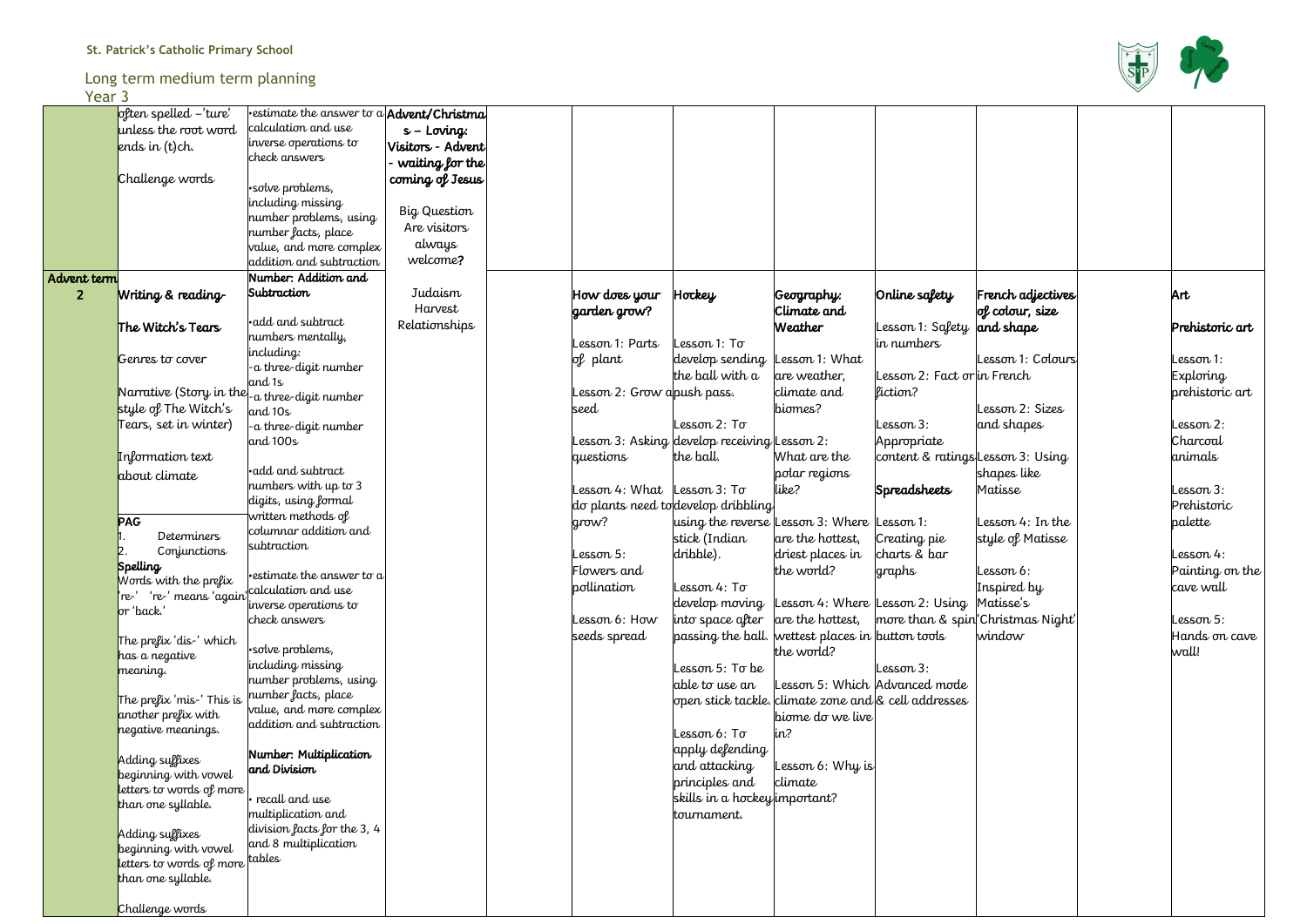St. Patrick's Catholic Primary School

Long term medium term planning
Year 3

| | | | | | | | | | | | | |
|---|---|---|---|---|---|---|---|---|---|---|---|---|
| | often spelled –'ture' unless the root word ends in (t)ch.<br><br>Challenge words | •estimate the answer to a calculation and use inverse operations to check answers<br><br>•solve problems, including missing number problems, using number facts, place value, and more complex addition and subtraction | **Advent/Christmas – Loving: Visitors - Advent - waiting for the coming of Jesus**<br><br>Big Question<br>Are visitors always welcome? | | | | | | | | | |
| **Advent term 2** | **Writing & reading-**<br><br>**The Witch's Tears**<br><br>Genres to cover<br><br>Narrative (Story in the style of The Witch's Tears, set in winter)<br><br>Information text about climate<br><br>**PAG**<br>1. Determiners<br>2. Conjunctions<br>**Spelling**<br>Words with the prefix 're-' 're-' means 'again' or 'back.'<br><br>The prefix 'dis-' which has a negative meaning.<br><br>The prefix 'mis-' This is another prefix with negative meanings.<br><br>Adding suffixes beginning with vowel letters to words of more than one syllable.<br><br>Adding suffixes beginning with vowel letters to words of more than one syllable.<br><br>Challenge words | **Number: Addition and Subtraction**<br><br>•add and subtract numbers mentally, including:<br>-a three-digit number and 1s<br>-a three-digit number and 10s<br>-a three-digit number and 100s<br><br>•add and subtract numbers with up to 3 digits, using formal written methods of columnar addition and subtraction<br><br>•estimate the answer to a calculation and use inverse operations to check answers<br><br>•solve problems, including missing number problems, using number facts, place value, and more complex addition and subtraction<br><br>**Number: Multiplication and Division**<br><br>• recall and use multiplication and division facts for the 3, 4 and 8 multiplication tables | Judaism<br>Harvest<br>Relationships | | **How does your garden grow?**<br><br>Lesson 1: Parts of plant<br><br>Lesson 2: Grow a seed<br><br>Lesson 3: Asking questions<br><br>Lesson 4: What do plants need to grow?<br><br>Lesson 5: Flowers and pollination<br><br>Lesson 6: How seeds spread | **Hockey**<br><br>Lesson 1: To develop sending the ball with a push pass.<br><br>Lesson 2: To develop receiving the ball.<br><br>Lesson 3: To develop dribbling using the reverse stick (Indian dribble).<br><br>Lesson 4: To develop moving into space after passing the ball.<br><br>Lesson 5: To be able to use an open stick tackle.<br><br>Lesson 6: To apply defending and attacking principles and skills in a hockey tournament. | **Geography: Climate and Weather**<br><br>Lesson 1: What are weather, climate and biomes?<br><br>Lesson 2: What are the polar regions like?<br><br>Lesson 3: Where are the hottest, driest places in the world?<br><br>Lesson 4: Where are the hottest, wettest places in the world?<br><br>Lesson 5: Which climate zone and biome do we live in?<br><br>Lesson 6: Why is climate important? | **Online safety**<br><br>Lesson 1: Safety in numbers<br><br>Lesson 2: Fact or fiction?<br><br>Lesson 3: Appropriate content & ratings<br><br>**Spreadsheets**<br><br>Lesson 1: Creating pie charts & bar graphs<br><br>Lesson 2: Using more than & spin button tools<br><br>Lesson 3: Advanced mode & cell addresses | **French adjectives of colour, size and shape**<br><br>Lesson 1: Colours in French<br><br>Lesson 2: Sizes and shapes<br><br>Lesson 3: Using shapes like Matisse<br><br>Lesson 4: In the style of Matisse<br><br>Lesson 6: Inspired by Matisse's 'Christmas Night' window | | **Art**<br><br>**Prehistoric art**<br><br>Lesson 1: Exploring prehistoric art<br><br>Lesson 2: Charcoal animals<br><br>Lesson 3: Prehistoric palette<br><br>Lesson 4: Painting on the cave wall<br><br>Lesson 5: Hands on cave wall! |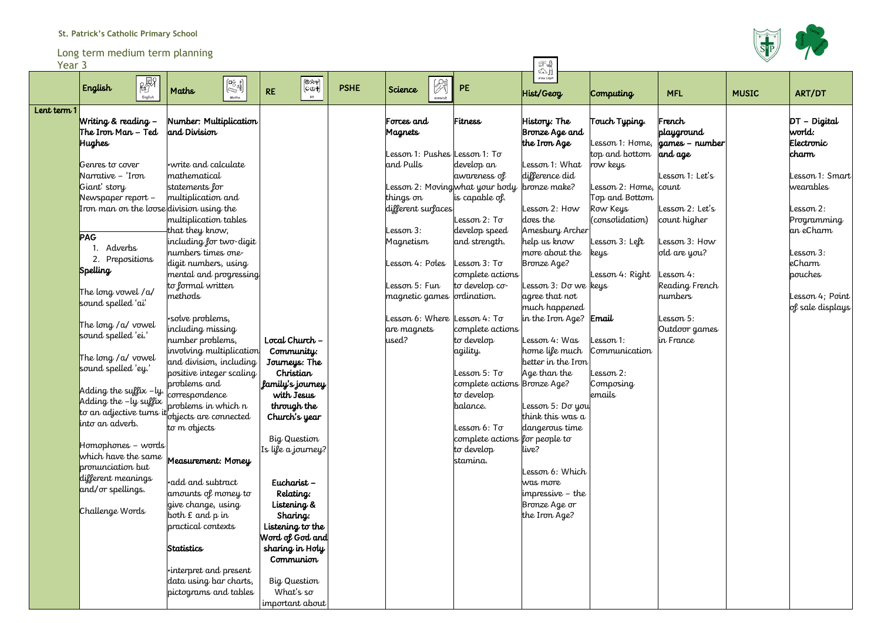**St. Patrick's Catholic Primary School**

Long term medium term planning
Year 3

| | English | Maths | RE | PSHE | Science | PE | Hist/Geog | Computing | MFL | MUSIC | ART/DT |
|---|---|---|---|---|---|---|---|---|---|---|---|
| Lent term 1 | **Writing & reading – The Iron Man – Ted Hughes**<br><br>Genres to cover<br>Narrative – 'Iron Giant' story<br>Newspaper report – Iron man on the loose<br><br>**PAG**<br>1. Adverbs<br>2. Prepositions<br>**Spelling**<br><br>The long vowel /a/ sound spelled 'ai'<br><br>The long /a/ vowel sound spelled 'ei.'<br><br>The long /a/ vowel sound spelled 'ey.'<br><br>Adding the suffix –ly. Adding the –ly suffix to an adjective turns it into an adverb.<br><br>Homophones – words which have the same pronunciation but different meanings and/or spellings.<br><br>Challenge Words | **Number: Multiplication and Division**<br><br>•write and calculate mathematical statements for multiplication and division using the multiplication tables that they know, including for two-digit numbers times one-digit numbers, using mental and progressing to formal written methods<br><br>•solve problems, including missing number problems, involving multiplication and division, including positive integer scaling problems and correspondence problems in which n objects are connected to m objects<br><br>**Measurement: Money**<br><br>•add and subtract amounts of money to give change, using both £ and p in practical contexts<br><br>**Statistics**<br><br>•interpret and present data using bar charts, pictograms and tables | **Local Church – Community: Journeys: The Christian family's journey with Jesus through the Church's year**<br><br>Big Question<br>Is life a journey?<br><br>**Eucharist – Relating: Listening & Sharing: Listening to the Word of God and sharing in Holy Communion**<br><br>Big Question<br>What's so important about | | **Forces and Magnets**<br><br>Lesson 1: Pushes and Pulls<br><br>Lesson 2: Moving things on different surfaces<br><br>Lesson 3: Magnetism<br><br>Lesson 4: Poles<br><br>Lesson 5: Fun magnetic games<br><br>Lesson 6: Where are magnets used? | **Fitness**<br><br>Lesson 1: To develop an awareness of what your body is capable of.<br><br>Lesson 2: To develop speed and strength.<br><br>Lesson 3: To complete actions to develop co-ordination.<br><br>Lesson 4: To complete actions to develop agility.<br><br>Lesson 5: To complete actions to develop balance.<br><br>Lesson 6: To complete actions to develop stamina. | **History: The Bronze Age and the Iron Age**<br><br>Lesson 1: What difference did bronze make?<br><br>Lesson 2: How does the Amesbury Archer help us know more about the Bronze Age?<br><br>Lesson 3: Do we agree that not much happened in the Iron Age?<br><br>Lesson 4: Was home life much better in the Iron Age than the Bronze Age?<br><br>Lesson 5: Do you think this was a dangerous time for people to live?<br><br>Lesson 6: Which was more impressive – the Bronze Age or the Iron Age? | **Touch Typing**<br><br>Lesson 1: Home, top and bottom row keys<br><br>Lesson 2: Home, Top and Bottom Row Keys (consolidation)<br><br>Lesson 3: Left keys<br><br>Lesson 4: Right keys<br><br>**Email**<br><br>Lesson 1: Communication<br><br>Lesson 2: Composing emails | **French playground games – number and age**<br><br>Lesson 1: Let's count<br><br>Lesson 2: Let's count higher<br><br>Lesson 3: How old are you?<br><br>Lesson 4: Reading French numbers<br><br>Lesson 5: Outdoor games in France | | **DT – Digital world: Electronic charm**<br><br>Lesson 1: Smart wearables<br><br>Lesson 2: Programming an eCharm<br><br>Lesson 3: eCharm pouches<br><br>Lesson 4; Point of sale displays |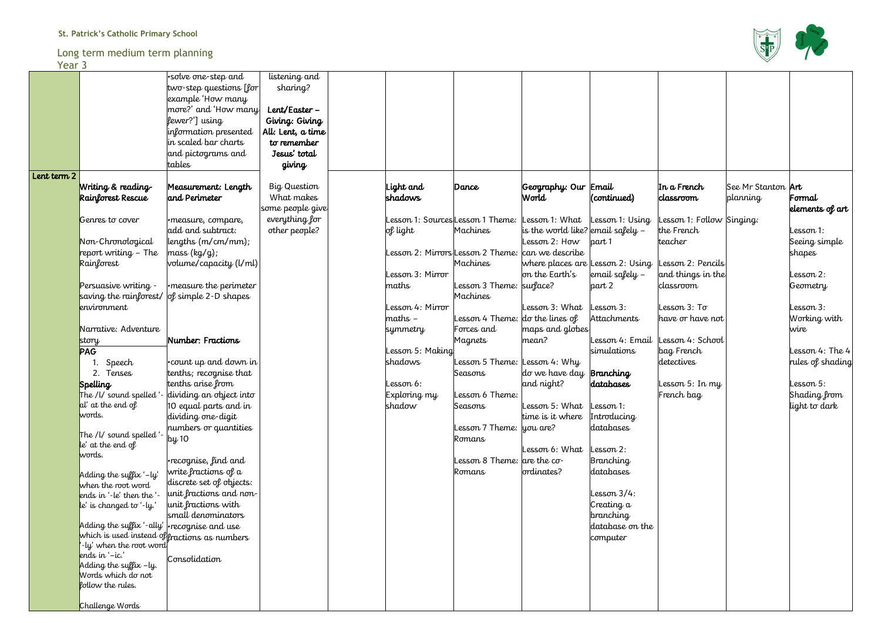St. Patrick's Catholic Primary School

Long term medium term planning
Year 3

| | | | | | | | | | | | | |
|---|---|---|---|---|---|---|---|---|---|---|---|---|
| | | •solve one-step and two-step questions [for example 'How many more?' and 'How many fewer?'] using information presented in scaled bar charts and pictograms and tables | listening and sharing?<br><br>**Lent/Easter – Giving: Giving All: Lent, a time to remember Jesus' total giving** | | | | | | | | | |
| Lent term 2 | **Writing & reading- Rainforest Rescue**<br><br>Genres to cover<br><br>Non-Chronological report writing – The Rainforest<br><br>Persuasive writing - saving the rainforest/ environment<br><br>Narrative: Adventure story<br>**PAG**<br>1. Speech<br>2. Tenses<br>**Spelling**<br>The /l/ sound spelled '-al' at the end of words.<br><br>The /l/ sound spelled '-le' at the end of words.<br><br>Adding the suffix '–ly' when the root word ends in '-le' then the '-le' is changed to '-ly.'<br><br>Adding the suffix '-ally' which is used instead of '-ly' when the root word ends in '–ic.'<br>Adding the suffix –ly. Words which do not follow the rules.<br><br>Challenge Words | **Measurement: Length and Perimeter**<br><br>•measure, compare, add and subtract: lengths (m/cm/mm); mass (kg/g); volume/capacity (l/ml)<br><br>•measure the perimeter of simple 2-D shapes<br><br>**Number: Fractions**<br><br>•count up and down in tenths; recognise that tenths arise from dividing an object into 10 equal parts and in dividing one-digit numbers or quantities by 10<br><br>•recognise, find and write fractions of a discrete set of objects: unit fractions and non-unit fractions with small denominators<br>•recognise and use fractions as numbers<br><br>Consolidation | Big Question What makes some people give everything for other people? | | **Light and shadows**<br><br>Lesson 1: Sources of light<br><br>Lesson 2: Mirrors<br><br>Lesson 3: Mirror maths<br><br>Lesson 4: Mirror maths – symmetry<br><br>Lesson 5: Making shadows<br><br>Lesson 6: Exploring my shadow | **Dance**<br><br>Lesson 1 Theme: Machines<br><br>Lesson 2 Theme: Machines<br><br>Lesson 3 Theme: Machines<br><br>Lesson 4 Theme: Forces and Magnets<br><br>Lesson 5 Theme: Seasons<br><br>Lesson 6 Theme: Seasons<br><br>Lesson 7 Theme: Romans<br><br>Lesson 8 Theme: Romans | **Geography: Our World**<br><br>Lesson 1: What is the world like?<br>Lesson 2: How can we describe where places are on the Earth's surface?<br><br>Lesson 3: What do the lines of maps and globes mean?<br><br>Lesson 4: Why do we have day and night?<br><br>Lesson 5: What time is it where you are?<br><br>Lesson 6: What are the co-ordinates? | **Email (continued)**<br><br>Lesson 1: Using email safely – part 1<br>Lesson 2: Using email safely – part 2<br><br>Lesson 3: Attachments<br><br>Lesson 4: Email simulations<br><br>**Branching databases**<br><br>Lesson 1: Introducing databases<br><br>Lesson 2: Branching databases<br><br>Lesson 3/4: Creating a branching database on the computer | **In a French classroom**<br><br>Lesson 1: Follow the French teacher<br><br>Lesson 2: Pencils and things in the classroom<br><br>Lesson 3: To have or have not<br><br>Lesson 4: School bag French detectives<br><br>Lesson 5: In my French bag | See Mr Stanton planning<br><br>Singing: | **Art Formal elements of art**<br><br>Lesson 1: Seeing simple shapes<br><br>Lesson 2: Geometry<br><br>Lesson 3: Working with wire<br><br>Lesson 4: The 4 rules of shading<br><br>Lesson 5: Shading from light to dark |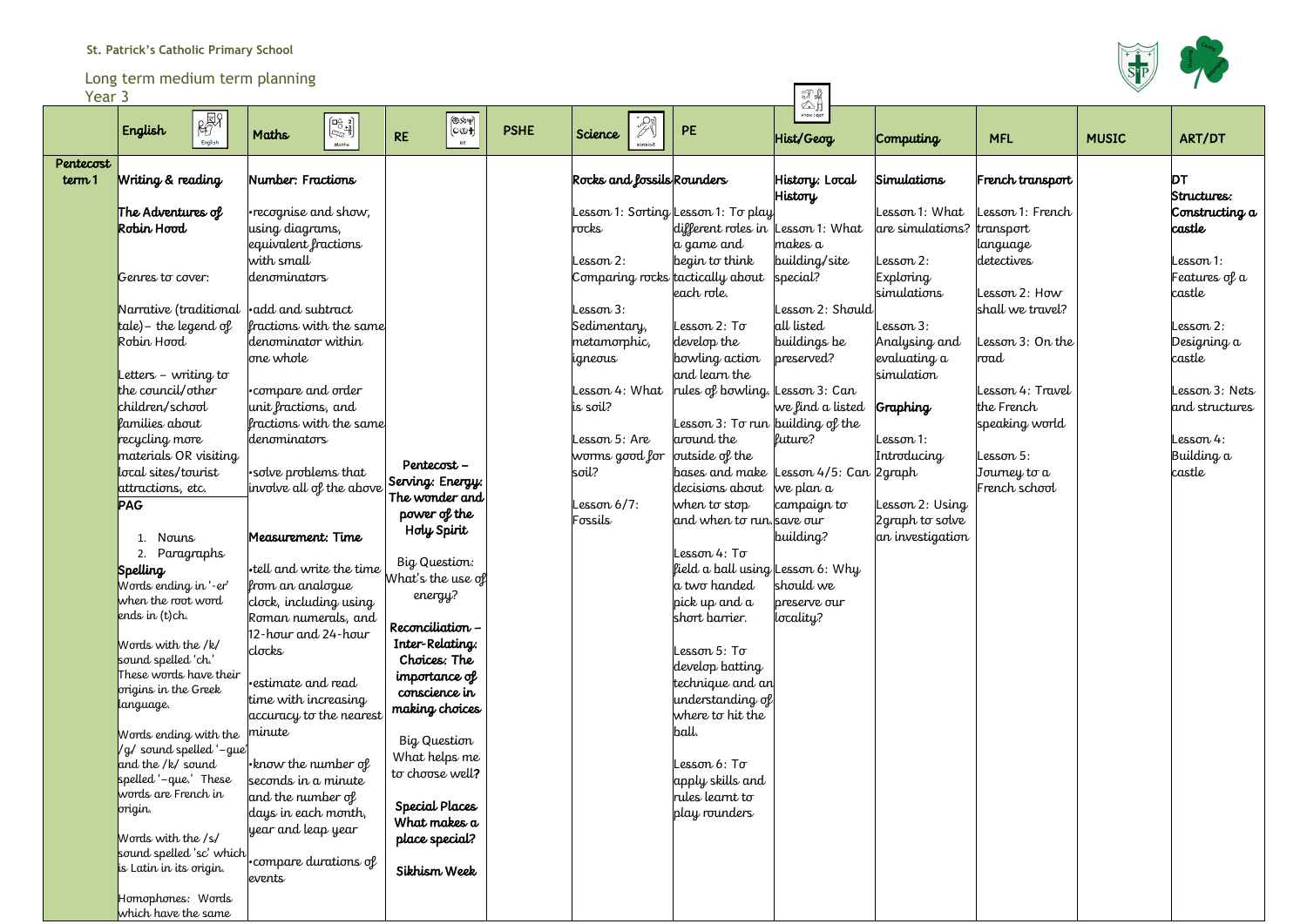St. Patrick's Catholic Primary School

Long term medium term planning
Year 3

| | English | Maths | RE | PSHE | Science | PE | Hist/Geog | Computing | MFL | MUSIC | ART/DT |
|---|---|---|---|---|---|---|---|---|---|---|---|
| Pentecost term 1 | **Writing & reading**<br><br>The Adventures of Robin Hood<br><br>Genres to cover:<br><br>Narrative (traditional tale)– the legend of Robin Hood<br><br>Letters – writing to the council/other children/school families about recycling more materials OR visiting local sites/tourist attractions, etc.<br><br>**PAG**<br>1. Nouns<br>2. Paragraphs<br><br>**Spelling**<br>Words ending in '-er' when the root word ends in (t)ch.<br><br>Words with the /k/ sound spelled 'ch.' These words have their origins in the Greek language.<br><br>Words ending with the /g/ sound spelled '–gue' and the /k/ sound spelled '–que.' These words are French in origin.<br><br>Words with the /s/ sound spelled 'sc' which is Latin in its origin.<br><br>Homophones: Words which have the same | **Number: Fractions**<br><br>•recognise and show, using diagrams, equivalent fractions with small denominators<br><br>•add and subtract fractions with the same denominator within one whole<br><br>•compare and order unit fractions, and fractions with the same denominators<br><br>•solve problems that involve all of the above<br><br>**Measurement: Time**<br><br>•tell and write the time from an analogue clock, including using Roman numerals, and 12-hour and 24-hour clocks<br><br>•estimate and read time with increasing accuracy to the nearest minute<br><br>•know the number of seconds in a minute and the number of days in each month, year and leap year<br><br>•compare durations of events | **Pentecost – Serving: Energy: The wonder and power of the Holy Spirit**<br><br>Big Question: What's the use of energy?<br><br>**Reconciliation – Inter-Relating: Choices: The importance of conscience in making choices**<br><br>Big Question What helps me to choose well?<br><br>**Special Places What makes a place special?**<br><br>**Sikhism Week** | | **Rocks and fossils**<br><br>Lesson 1: Sorting rocks<br><br>Lesson 2: Comparing rocks<br><br>Lesson 3: Sedimentary, metamorphic, igneous<br><br>Lesson 4: What is soil?<br><br>Lesson 5: Are worms good for soil?<br><br>Lesson 6/7: Fossils | **Rounders**<br><br>Lesson 1: To play different roles in a game and begin to think tactically about each role.<br><br>Lesson 2: To develop the bowling action and learn the rules of bowling.<br><br>Lesson 3: To run around the outside of the bases and make decisions about when to stop and when to run.<br><br>Lesson 4: To field a ball using a two handed pick up and a short barrier.<br><br>Lesson 5: To develop batting technique and an understanding of where to hit the ball.<br><br>Lesson 6: To apply skills and rules learnt to play rounders | **History: Local History**<br><br>Lesson 1: What makes a building/site special?<br><br>Lesson 2: Should all listed buildings be preserved?<br><br>Lesson 3: Can we find a listed building of the future?<br><br>Lesson 4/5: Can we plan a campaign to save our building?<br><br>Lesson 6: Why should we preserve our locality? | **Simulations**<br><br>Lesson 1: What are simulations?<br><br>Lesson 2: Exploring simulations<br><br>Lesson 3: Analysing and evaluating a simulation<br><br>**Graphing**<br><br>Lesson 1: Introducing 2graph<br><br>Lesson 2: Using 2graph to solve an investigation | **French transport**<br><br>Lesson 1: French transport language detectives<br><br>Lesson 2: How shall we travel?<br><br>Lesson 3: On the road<br><br>Lesson 4: Travel the French speaking world<br><br>Lesson 5: Journey to a French school | | **DT Structures: Constructing a castle**<br><br>Lesson 1: Features of a castle<br><br>Lesson 2: Designing a castle<br><br>Lesson 3: Nets and structures<br><br>Lesson 4: Building a castle |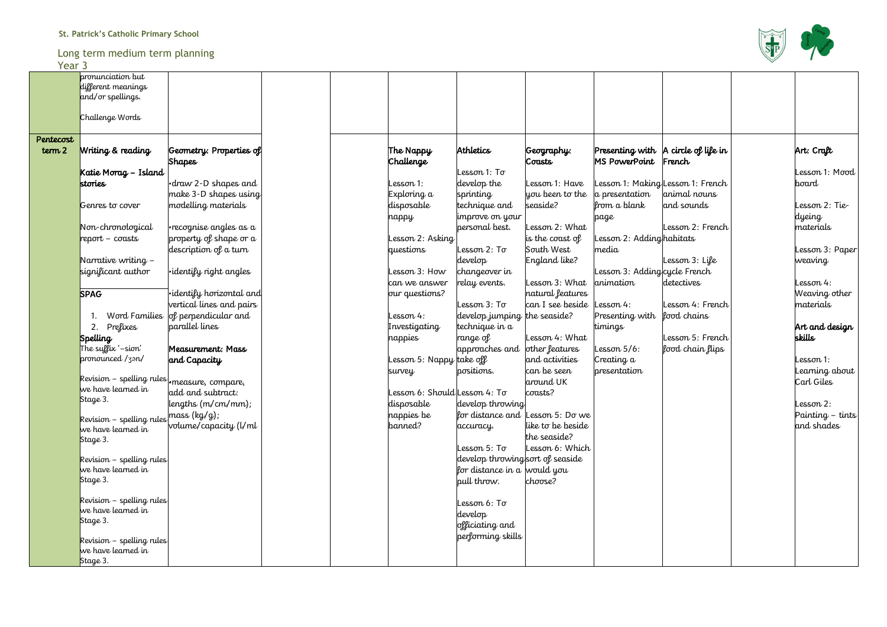St. Patrick's Catholic Primary School

Long term medium term planning
Year 3

| | | | | | | | | | | | | |
|---|---|---|---|---|---|---|---|---|---|---|---|---|
| | pronunciation but different meanings and/or spellings.<br><br>Challenge Words | | | | | | | | | | | |
| **Pentecost term 2** | **Writing & reading**<br><br>**Katie Morag – Island stories**<br><br>Genres to cover<br><br>Non-chronological report – coasts<br><br>Narrative writing – significant author<br><br>**SPAG**<br><br>1. Word Families<br>2. Prefixes<br><br>**Spelling**<br>The suffix '–sion' pronounced /ʒən/<br><br>Revision – spelling rules we have learned in Stage 3.<br><br>Revision – spelling rules we have learned in Stage 3.<br><br>Revision – spelling rules we have learned in Stage 3.<br><br>Revision – spelling rules we have learned in Stage 3.<br><br>Revision – spelling rules we have learned in Stage 3. | **Geometry: Properties of Shapes**<br><br>•draw 2-D shapes and make 3-D shapes using modelling materials<br><br>•recognise angles as a property of shape or a description of a turn<br><br>•identify right angles<br><br>•identify horizontal and vertical lines and pairs of perpendicular and parallel lines<br><br>**Measurement: Mass and Capacity**<br><br>•measure, compare, add and subtract: lengths (m/cm/mm); mass (kg/g); volume/capacity (l/ml | | | **The Nappy Challenge**<br><br>Lesson 1: Exploring a disposable nappy<br><br>Lesson 2: Asking questions<br><br>Lesson 3: How can we answer our questions?<br><br>Lesson 4: Investigating nappies<br><br>Lesson 5: Nappy survey<br><br>Lesson 6: Should disposable nappies be banned? | **Athletics**<br><br>Lesson 1: To develop the sprinting technique and improve on your personal best.<br><br>Lesson 2: To develop changeover in relay events.<br><br>Lesson 3: To develop jumping technique in a range of approaches and take off positions.<br><br>Lesson 4: To develop throwing for distance and accuracy.<br><br>Lesson 5: To develop throwing for distance in a pull throw.<br><br>Lesson 6: To develop officiating and performing skills | **Geography: Coasts**<br><br>Lesson 1: Have you been to the seaside?<br><br>Lesson 2: What is the coast of South West England like?<br><br>Lesson 3: What natural features can I see beside the seaside?<br><br>Lesson 4: What other features and activities can be seen around UK coasts?<br><br>Lesson 5: Do we like to be beside the seaside?<br><br>Lesson 6: Which sort of seaside would you choose? | **Presenting with MS PowerPoint**<br><br>Lesson 1: Making a presentation from a blank page<br><br>Lesson 2: Adding media<br><br>Lesson 3: Adding animation<br><br>Lesson 4: Presenting with timings<br><br>Lesson 5/6: Creating a presentation | **A circle of life in French**<br><br>Lesson 1: French animal nouns and sounds<br><br>Lesson 2: French habitats<br><br>Lesson 3: Life cycle French detectives<br><br>Lesson 4: French food chains<br><br>Lesson 5: French food chain flips | | **Art: Craft**<br><br>Lesson 1: Mood board<br><br>Lesson 2: Tie-dyeing materials<br><br>Lesson 3: Paper weaving<br><br>Lesson 4: Weaving other materials<br><br>**Art and design skills**<br><br>Lesson 1: Learning about Carl Giles<br><br>Lesson 2: Painting – tints and shades |